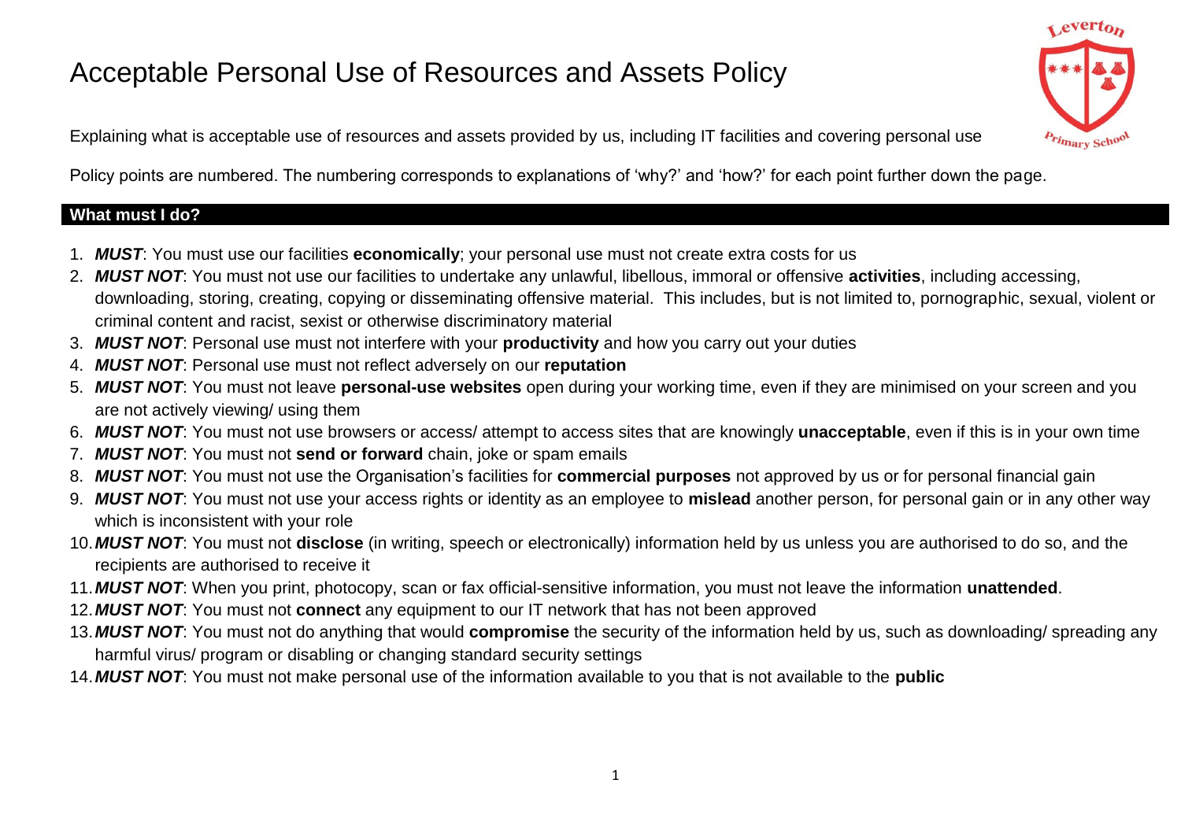# Acceptable Personal Use of Resources and Assets Policy

Explaining what is acceptable use of resources and assets provided by us, including IT facilities and covering personal use

Policy points are numbered. The numbering corresponds to explanations of 'why?' and 'how?' for each point further down the page.

## What must I do?

1. ***MUST***: You must use our facilities **economically**; your personal use must not create extra costs for us
2. ***MUST NOT***: You must not use our facilities to undertake any unlawful, libellous, immoral or offensive **activities**, including accessing, downloading, storing, creating, copying or disseminating offensive material. This includes, but is not limited to, pornographic, sexual, violent or criminal content and racist, sexist or otherwise discriminatory material
3. ***MUST NOT***: Personal use must not interfere with your **productivity** and how you carry out your duties
4. ***MUST NOT***: Personal use must not reflect adversely on our **reputation**
5. ***MUST NOT***: You must not leave **personal-use websites** open during your working time, even if they are minimised on your screen and you are not actively viewing/ using them
6. ***MUST NOT***: You must not use browsers or access/ attempt to access sites that are knowingly **unacceptable**, even if this is in your own time
7. ***MUST NOT***: You must not **send or forward** chain, joke or spam emails
8. ***MUST NOT***: You must not use the Organisation's facilities for **commercial purposes** not approved by us or for personal financial gain
9. ***MUST NOT***: You must not use your access rights or identity as an employee to **mislead** another person, for personal gain or in any other way which is inconsistent with your role
10. ***MUST NOT***: You must not **disclose** (in writing, speech or electronically) information held by us unless you are authorised to do so, and the recipients are authorised to receive it
11. ***MUST NOT***: When you print, photocopy, scan or fax official-sensitive information, you must not leave the information **unattended**.
12. ***MUST NOT***: You must not **connect** any equipment to our IT network that has not been approved
13. ***MUST NOT***: You must not do anything that would **compromise** the security of the information held by us, such as downloading/ spreading any harmful virus/ program or disabling or changing standard security settings
14. ***MUST NOT***: You must not make personal use of the information available to you that is not available to the **public**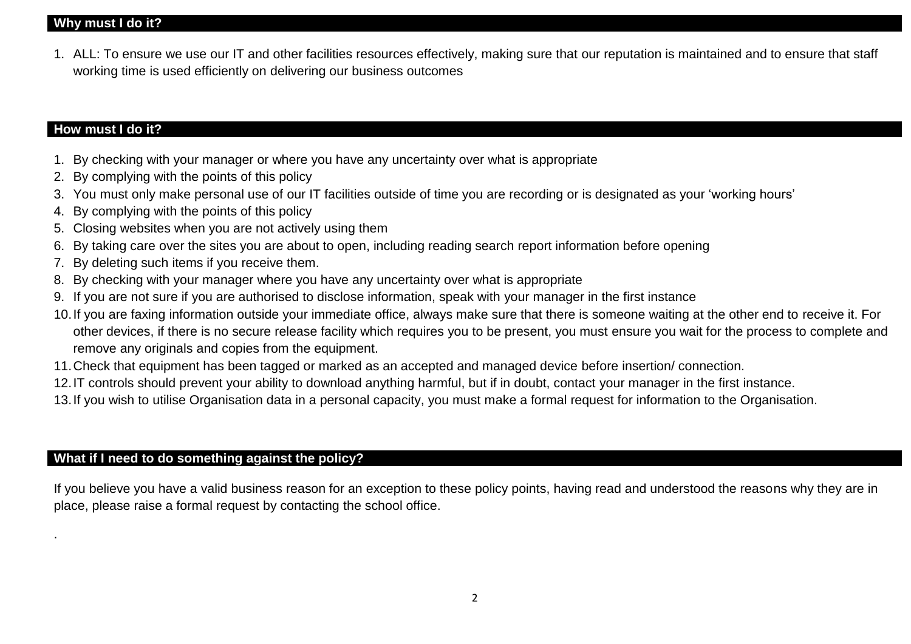## Why must I do it?

1. ALL: To ensure we use our IT and other facilities resources effectively, making sure that our reputation is maintained and to ensure that staff working time is used efficiently on delivering our business outcomes

## How must I do it?

1. By checking with your manager or where you have any uncertainty over what is appropriate
2. By complying with the points of this policy
3. You must only make personal use of our IT facilities outside of time you are recording or is designated as your 'working hours'
4. By complying with the points of this policy
5. Closing websites when you are not actively using them
6. By taking care over the sites you are about to open, including reading search report information before opening
7. By deleting such items if you receive them.
8. By checking with your manager where you have any uncertainty over what is appropriate
9. If you are not sure if you are authorised to disclose information, speak with your manager in the first instance
10. If you are faxing information outside your immediate office, always make sure that there is someone waiting at the other end to receive it. For other devices, if there is no secure release facility which requires you to be present, you must ensure you wait for the process to complete and remove any originals and copies from the equipment.
11. Check that equipment has been tagged or marked as an accepted and managed device before insertion/ connection.
12. IT controls should prevent your ability to download anything harmful, but if in doubt, contact your manager in the first instance.
13. If you wish to utilise Organisation data in a personal capacity, you must make a formal request for information to the Organisation.

## What if I need to do something against the policy?

If you believe you have a valid business reason for an exception to these policy points, having read and understood the reasons why they are in place, please raise a formal request by contacting the school office.

.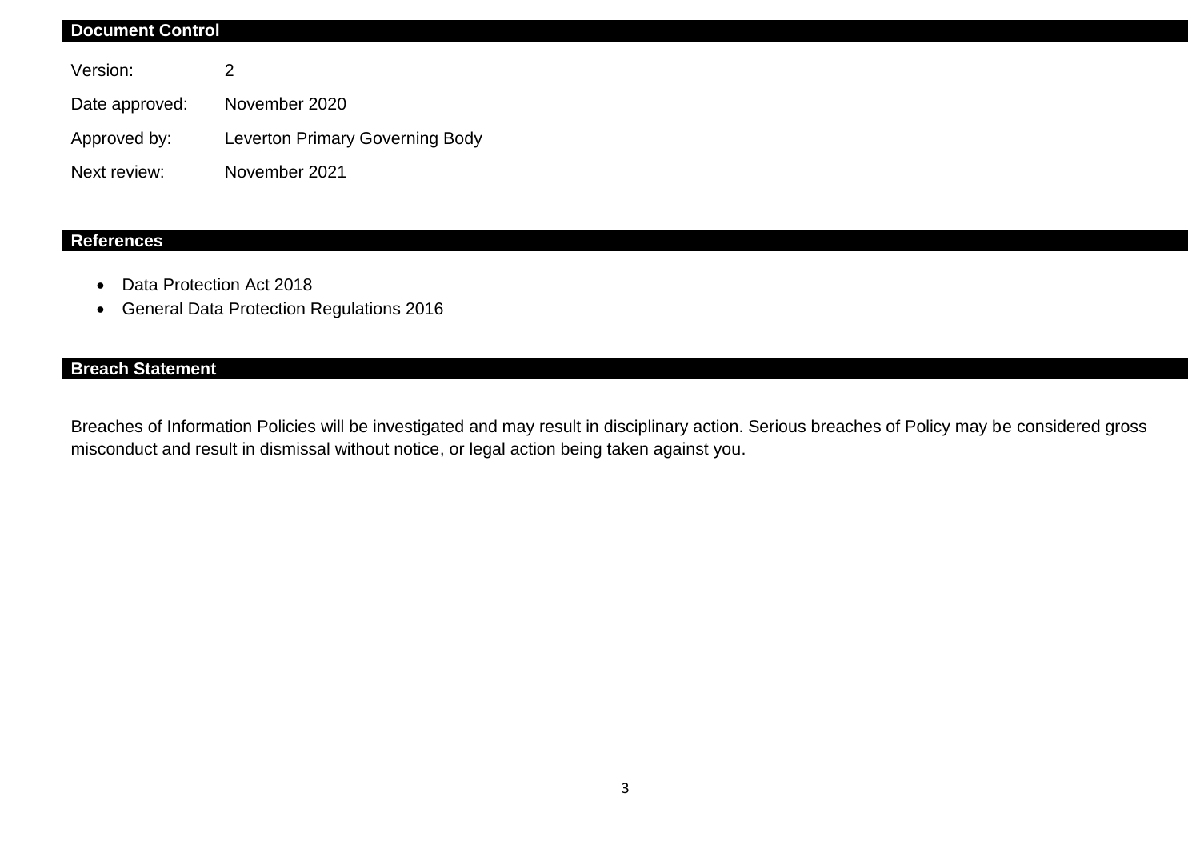## Document Control

| | |
|---|---|
| Version: | 2 |
| Date approved: | November 2020 |
| Approved by: | Leverton Primary Governing Body |
| Next review: | November 2021 |

## References

- Data Protection Act 2018
- General Data Protection Regulations 2016

## Breach Statement

Breaches of Information Policies will be investigated and may result in disciplinary action. Serious breaches of Policy may be considered gross misconduct and result in dismissal without notice, or legal action being taken against you.